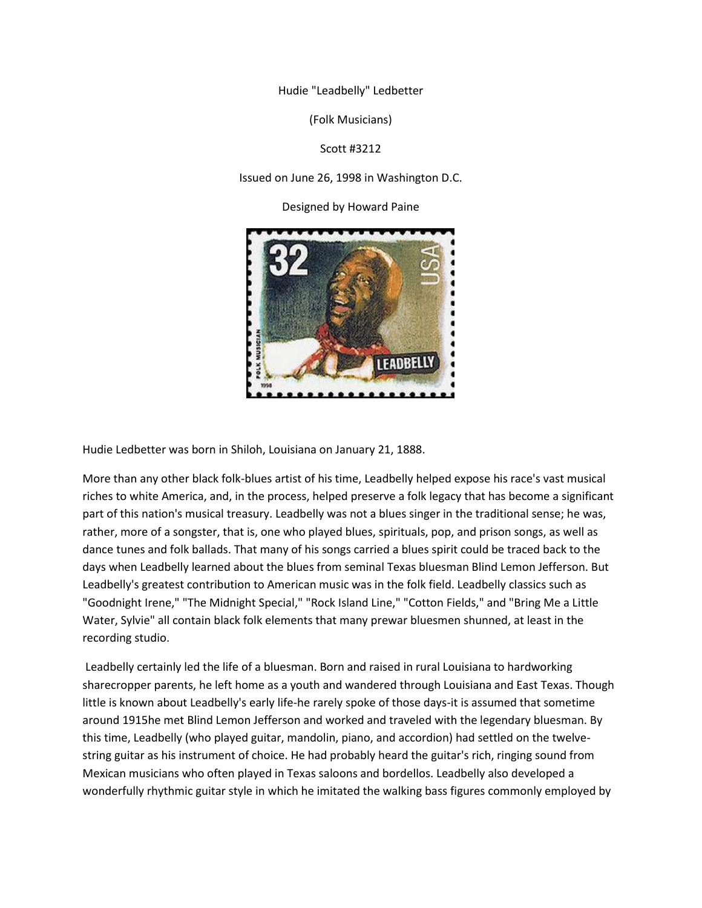Hudie "Leadbelly" Ledbetter

(Folk Musicians)

Scott #3212

Issued on June 26, 1998 in Washington D.C.

Designed by Howard Paine

Hudie Ledbetter was born in Shiloh, Louisiana on January 21, 1888.

More than any other black folk-blues artist of his time, Leadbelly helped expose his race's vast musical riches to white America, and, in the process, helped preserve a folk legacy that has become a significant part of this nation's musical treasury. Leadbelly was not a blues singer in the traditional sense; he was, rather, more of a songster, that is, one who played blues, spirituals, pop, and prison songs, as well as dance tunes and folk ballads. That many of his songs carried a blues spirit could be traced back to the days when Leadbelly learned about the blues from seminal Texas bluesman Blind Lemon Jefferson. But Leadbelly's greatest contribution to American music was in the folk field. Leadbelly classics such as "Goodnight Irene," "The Midnight Special," "Rock Island Line," "Cotton Fields," and "Bring Me a Little Water, Sylvie" all contain black folk elements that many prewar bluesmen shunned, at least in the recording studio.

Leadbelly certainly led the life of a bluesman. Born and raised in rural Louisiana to hardworking sharecropper parents, he left home as a youth and wandered through Louisiana and East Texas. Though little is known about Leadbelly's early life-he rarely spoke of those days-it is assumed that sometime around 1915he met Blind Lemon Jefferson and worked and traveled with the legendary bluesman. By this time, Leadbelly (who played guitar, mandolin, piano, and accordion) had settled on the twelve-string guitar as his instrument of choice. He had probably heard the guitar's rich, ringing sound from Mexican musicians who often played in Texas saloons and bordellos. Leadbelly also developed a wonderfully rhythmic guitar style in which he imitated the walking bass figures commonly employed by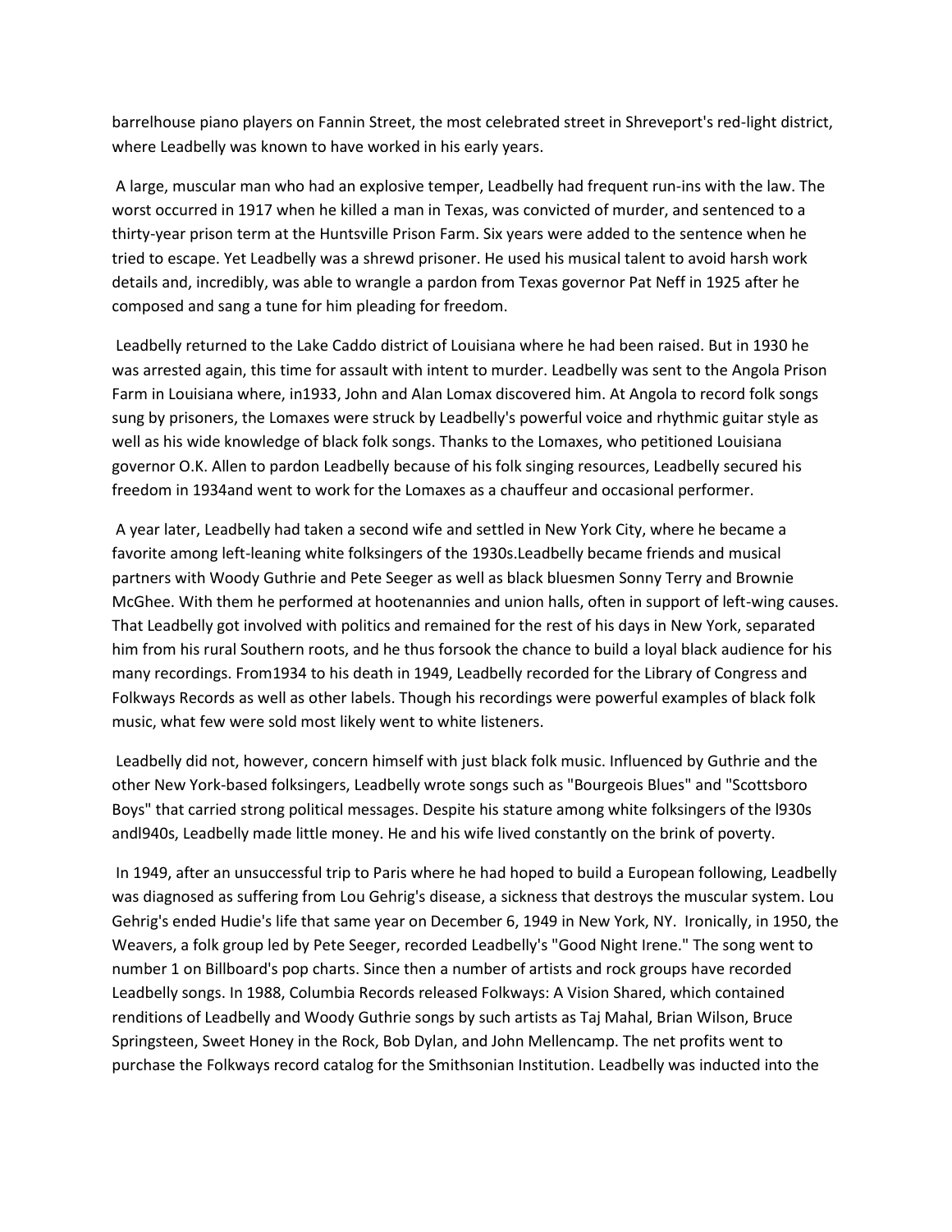barrelhouse piano players on Fannin Street, the most celebrated street in Shreveport's red-light district, where Leadbelly was known to have worked in his early years.

A large, muscular man who had an explosive temper, Leadbelly had frequent run-ins with the law. The worst occurred in 1917 when he killed a man in Texas, was convicted of murder, and sentenced to a thirty-year prison term at the Huntsville Prison Farm. Six years were added to the sentence when he tried to escape. Yet Leadbelly was a shrewd prisoner. He used his musical talent to avoid harsh work details and, incredibly, was able to wrangle a pardon from Texas governor Pat Neff in 1925 after he composed and sang a tune for him pleading for freedom.

Leadbelly returned to the Lake Caddo district of Louisiana where he had been raised. But in 1930 he was arrested again, this time for assault with intent to murder. Leadbelly was sent to the Angola Prison Farm in Louisiana where, in1933, John and Alan Lomax discovered him. At Angola to record folk songs sung by prisoners, the Lomaxes were struck by Leadbelly's powerful voice and rhythmic guitar style as well as his wide knowledge of black folk songs. Thanks to the Lomaxes, who petitioned Louisiana governor O.K. Allen to pardon Leadbelly because of his folk singing resources, Leadbelly secured his freedom in 1934and went to work for the Lomaxes as a chauffeur and occasional performer.

A year later, Leadbelly had taken a second wife and settled in New York City, where he became a favorite among left-leaning white folksingers of the 1930s.Leadbelly became friends and musical partners with Woody Guthrie and Pete Seeger as well as black bluesmen Sonny Terry and Brownie McGhee. With them he performed at hootenannies and union halls, often in support of left-wing causes. That Leadbelly got involved with politics and remained for the rest of his days in New York, separated him from his rural Southern roots, and he thus forsook the chance to build a loyal black audience for his many recordings. From1934 to his death in 1949, Leadbelly recorded for the Library of Congress and Folkways Records as well as other labels. Though his recordings were powerful examples of black folk music, what few were sold most likely went to white listeners.

Leadbelly did not, however, concern himself with just black folk music. Influenced by Guthrie and the other New York-based folksingers, Leadbelly wrote songs such as "Bourgeois Blues" and "Scottsboro Boys" that carried strong political messages. Despite his stature among white folksingers of the l930s andl940s, Leadbelly made little money. He and his wife lived constantly on the brink of poverty.

In 1949, after an unsuccessful trip to Paris where he had hoped to build a European following, Leadbelly was diagnosed as suffering from Lou Gehrig's disease, a sickness that destroys the muscular system. Lou Gehrig's ended Hudie's life that same year on December 6, 1949 in New York, NY. Ironically, in 1950, the Weavers, a folk group led by Pete Seeger, recorded Leadbelly's "Good Night Irene." The song went to number 1 on Billboard's pop charts. Since then a number of artists and rock groups have recorded Leadbelly songs. In 1988, Columbia Records released Folkways: A Vision Shared, which contained renditions of Leadbelly and Woody Guthrie songs by such artists as Taj Mahal, Brian Wilson, Bruce Springsteen, Sweet Honey in the Rock, Bob Dylan, and John Mellencamp. The net profits went to purchase the Folkways record catalog for the Smithsonian Institution. Leadbelly was inducted into the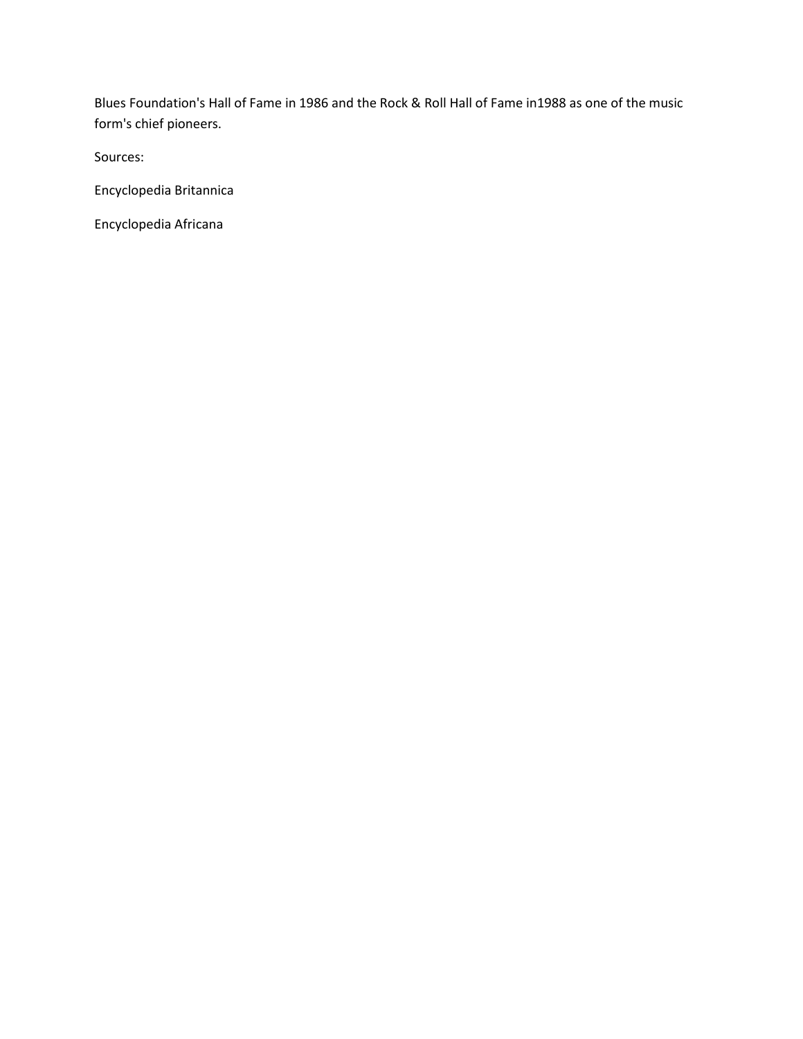Blues Foundation's Hall of Fame in 1986 and the Rock & Roll Hall of Fame in1988 as one of the music form's chief pioneers.

Sources:

Encyclopedia Britannica

Encyclopedia Africana